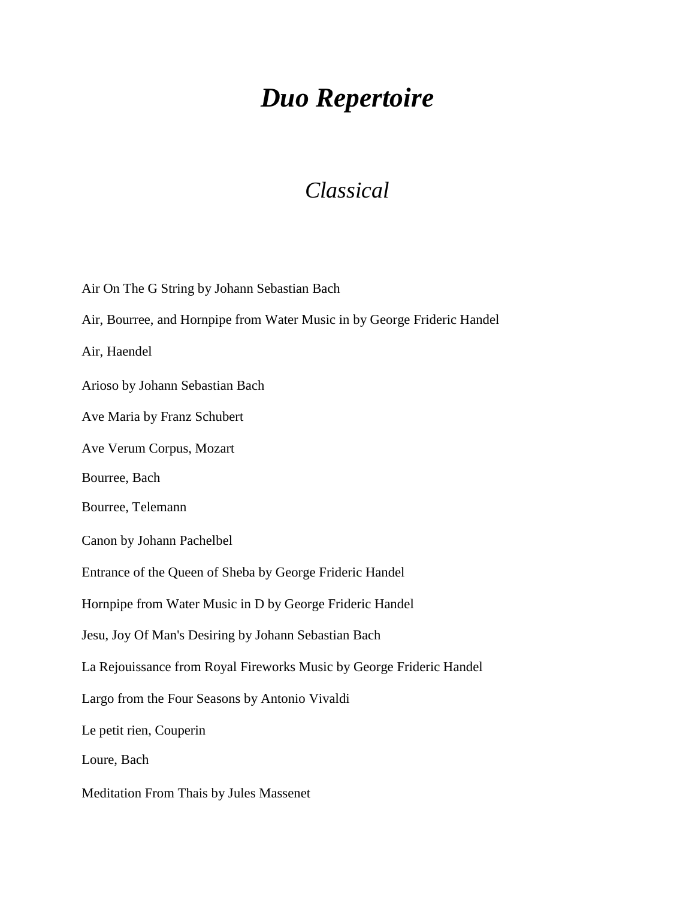# *Duo Repertoire*

## *Classical*

Air On The G String by Johann Sebastian Bach

Air, Bourree, and Hornpipe from Water Music in by George Frideric Handel

Air, Haendel

Arioso by Johann Sebastian Bach

Ave Maria by Franz Schubert

Ave Verum Corpus, Mozart

Bourree, Bach

Bourree, Telemann

Canon by Johann Pachelbel

Entrance of the Queen of Sheba by George Frideric Handel

Hornpipe from Water Music in D by George Frideric Handel

Jesu, Joy Of Man's Desiring by Johann Sebastian Bach

La Rejouissance from Royal Fireworks Music by George Frideric Handel

Largo from the Four Seasons by Antonio Vivaldi

Le petit rien, Couperin

Loure, Bach

Meditation From Thais by Jules Massenet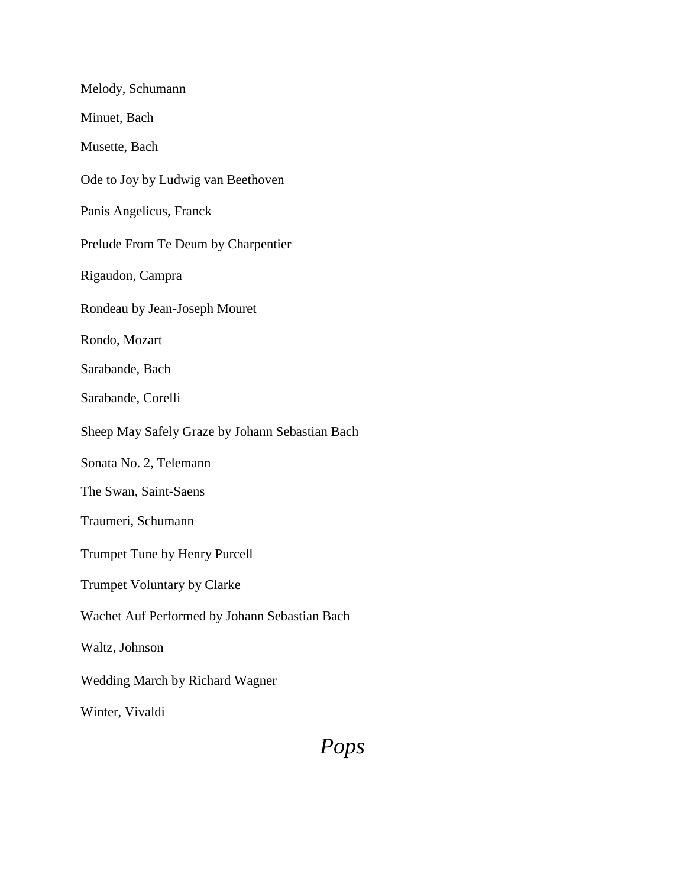Melody, Schumann

Minuet, Bach

Musette, Bach

Ode to Joy by Ludwig van Beethoven

Panis Angelicus, Franck

Prelude From Te Deum by Charpentier

Rigaudon, Campra

Rondeau by Jean-Joseph Mouret

Rondo, Mozart

Sarabande, Bach

Sarabande, Corelli

Sheep May Safely Graze by Johann Sebastian Bach

Sonata No. 2, Telemann

The Swan, Saint-Saens

Traumeri, Schumann

Trumpet Tune by Henry Purcell

Trumpet Voluntary by Clarke

Wachet Auf Performed by Johann Sebastian Bach

Waltz, Johnson

Wedding March by Richard Wagner

Winter, Vivaldi

# *Pops*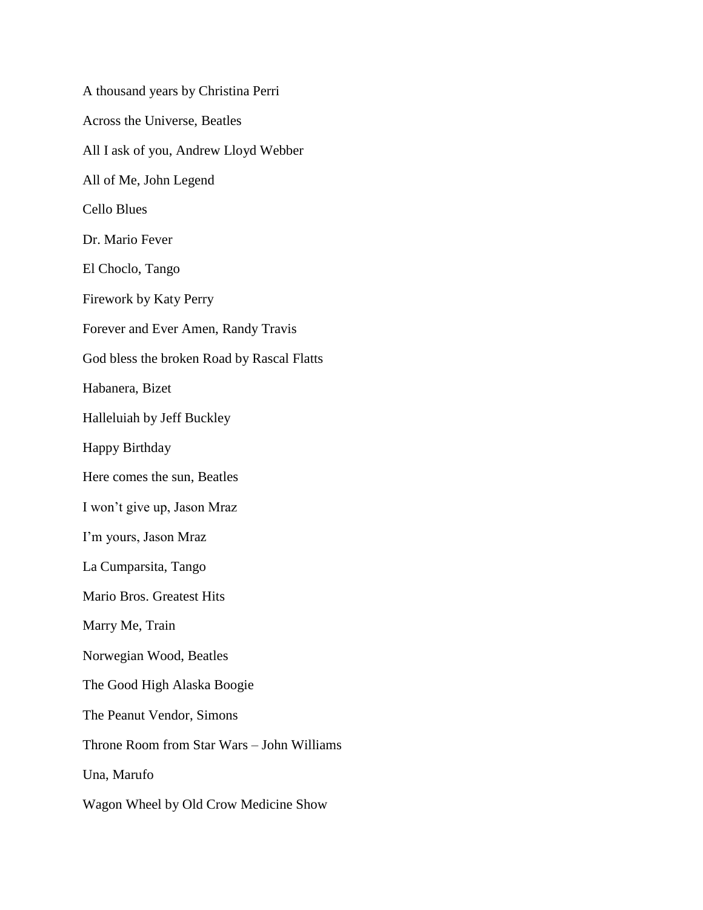A thousand years by Christina Perri

Across the Universe, Beatles

All I ask of you, Andrew Lloyd Webber

All of Me, John Legend

Cello Blues

Dr. Mario Fever

El Choclo, Tango

Firework by Katy Perry

Forever and Ever Amen, Randy Travis

God bless the broken Road by Rascal Flatts

Habanera, Bizet

Halleluiah by Jeff Buckley

Happy Birthday

Here comes the sun, Beatles

I won't give up, Jason Mraz

I'm yours, Jason Mraz

La Cumparsita, Tango

Mario Bros. Greatest Hits

Marry Me, Train

Norwegian Wood, Beatles

The Good High Alaska Boogie

The Peanut Vendor, Simons

Throne Room from Star Wars – John Williams

Una, Marufo

Wagon Wheel by Old Crow Medicine Show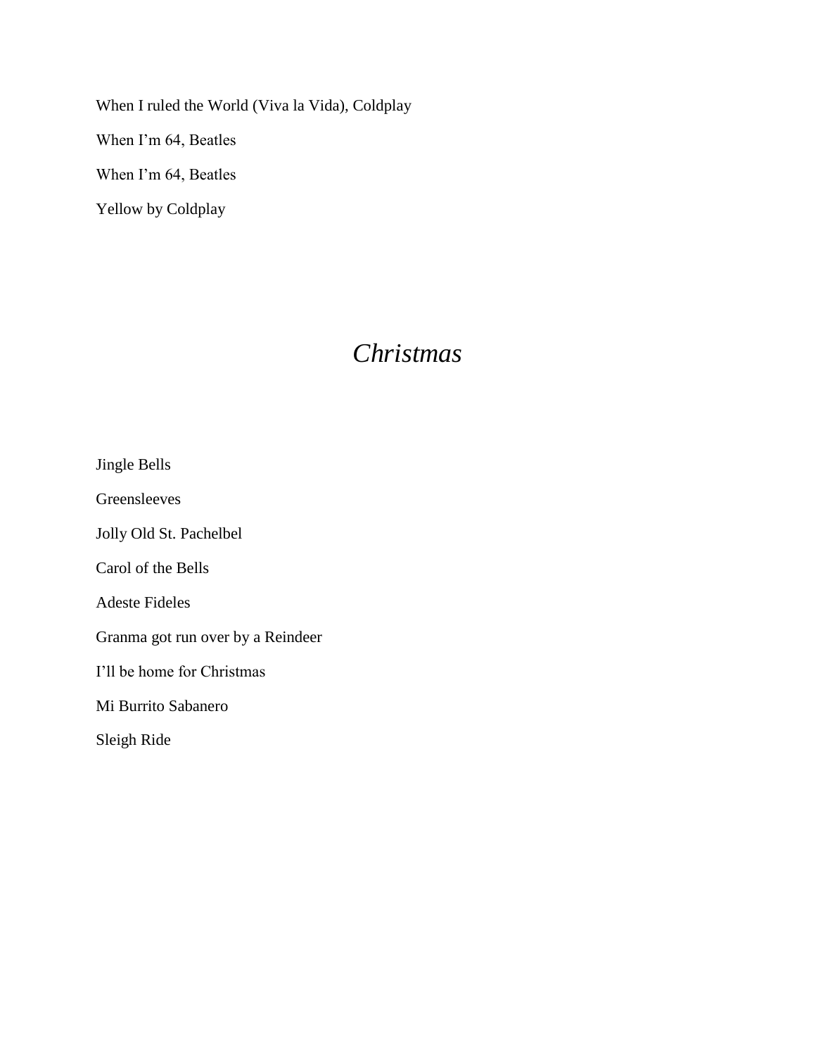When I ruled the World (Viva la Vida), Coldplay

When I'm 64, Beatles

When I'm 64, Beatles

Yellow by Coldplay

# *Christmas*

Jingle Bells

Greensleeves

Jolly Old St. Pachelbel

Carol of the Bells

Adeste Fideles

Granma got run over by a Reindeer

I'll be home for Christmas

Mi Burrito Sabanero

Sleigh Ride